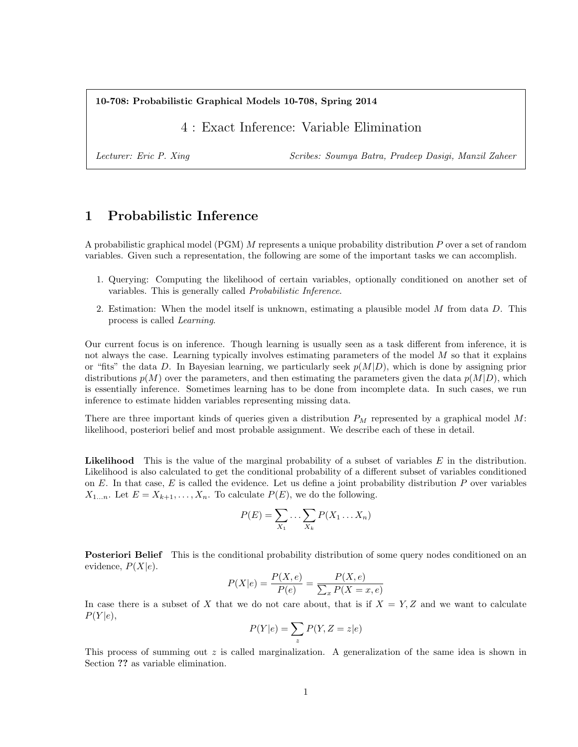**10-708: Probabilistic Graphical Models 10-708, Spring 2014**

# 4 : Exact Inference: Variable Elimination

*Lecturer: Eric P. Xing* *Scribes: Soumya Batra, Pradeep Dasigi, Manzil Zaheer*

## 1 Probabilistic Inference

A probabilistic graphical model (PGM) $M$ represents a unique probability distribution $P$ over a set of random variables. Given such a representation, the following are some of the important tasks we can accomplish.

1. Querying: Computing the likelihood of certain variables, optionally conditioned on another set of variables. This is generally called *Probabilistic Inference*.
2. Estimation: When the model itself is unknown, estimating a plausible model $M$ from data $D$. This process is called *Learning*.

Our current focus is on inference. Though learning is usually seen as a task different from inference, it is not always the case. Learning typically involves estimating parameters of the model $M$ so that it explains or "fits" the data $D$. In Bayesian learning, we particularly seek $p(M|D)$, which is done by assigning prior distributions $p(M)$ over the parameters, and then estimating the parameters given the data $p(M|D)$, which is essentially inference. Sometimes learning has to be done from incomplete data. In such cases, we run inference to estimate hidden variables representing missing data.

There are three important kinds of queries given a distribution $P_M$ represented by a graphical model $M$: likelihood, posteriori belief and most probable assignment. We describe each of these in detail.

**Likelihood** This is the value of the marginal probability of a subset of variables $E$ in the distribution. Likelihood is also calculated to get the conditional probability of a different subset of variables conditioned on $E$. In that case, $E$ is called the evidence. Let us define a joint probability distribution $P$ over variables $X_{1 \ldots n}$. Let $E = X_{k+1}, \ldots, X_n$. To calculate $P(E)$, we do the following.

$$P(E) = \sum_{X_1} \ldots \sum_{X_k} P(X_1 \ldots X_n)$$

**Posteriori Belief** This is the conditional probability distribution of some query nodes conditioned on an evidence, $P(X|e)$.

$$P(X|e) = \frac{P(X,e)}{P(e)} = \frac{P(X,e)}{\sum_x P(X = x, e)}$$

In case there is a subset of $X$ that we do not care about, that is if $X = Y, Z$ and we want to calculate $P(Y|e)$,

$$P(Y|e) = \sum_z P(Y, Z = z|e)$$

This process of summing out $z$ is called marginalization. A generalization of the same idea is shown in Section **??** as variable elimination.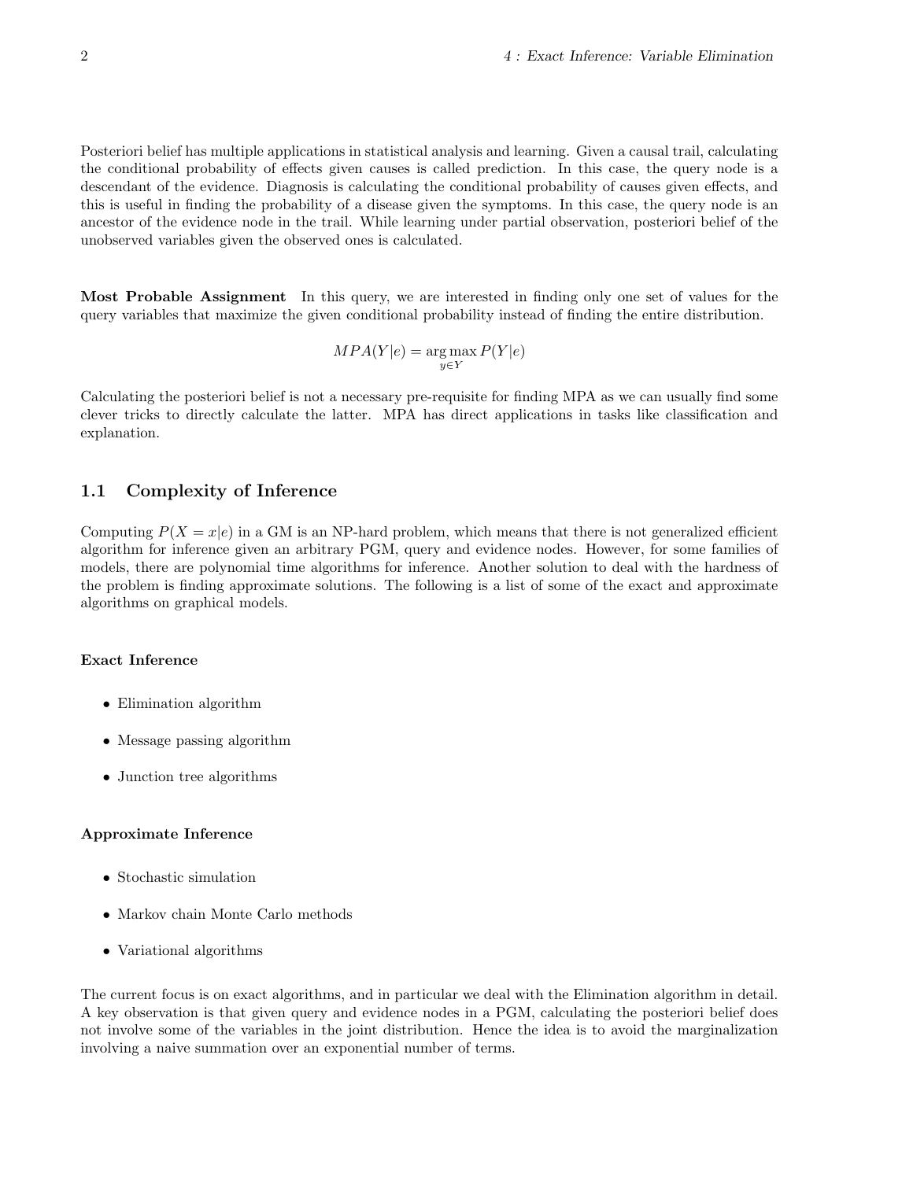Posteriori belief has multiple applications in statistical analysis and learning. Given a causal trail, calculating the conditional probability of effects given causes is called prediction. In this case, the query node is a descendant of the evidence. Diagnosis is calculating the conditional probability of causes given effects, and this is useful in finding the probability of a disease given the symptoms. In this case, the query node is an ancestor of the evidence node in the trail. While learning under partial observation, posteriori belief of the unobserved variables given the observed ones is calculated.

**Most Probable Assignment** In this query, we are interested in finding only one set of values for the query variables that maximize the given conditional probability instead of finding the entire distribution.

$$MPA(Y|e) = \arg\max_{y \in Y} P(Y|e)$$

Calculating the posteriori belief is not a necessary pre-requisite for finding MPA as we can usually find some clever tricks to directly calculate the latter. MPA has direct applications in tasks like classification and explanation.

## 1.1 Complexity of Inference

Computing $P(X = x|e)$ in a GM is an NP-hard problem, which means that there is not generalized efficient algorithm for inference given an arbitrary PGM, query and evidence nodes. However, for some families of models, there are polynomial time algorithms for inference. Another solution to deal with the hardness of the problem is finding approximate solutions. The following is a list of some of the exact and approximate algorithms on graphical models.

**Exact Inference**

- Elimination algorithm
- Message passing algorithm
- Junction tree algorithms

**Approximate Inference**

- Stochastic simulation
- Markov chain Monte Carlo methods
- Variational algorithms

The current focus is on exact algorithms, and in particular we deal with the Elimination algorithm in detail. A key observation is that given query and evidence nodes in a PGM, calculating the posteriori belief does not involve some of the variables in the joint distribution. Hence the idea is to avoid the marginalization involving a naive summation over an exponential number of terms.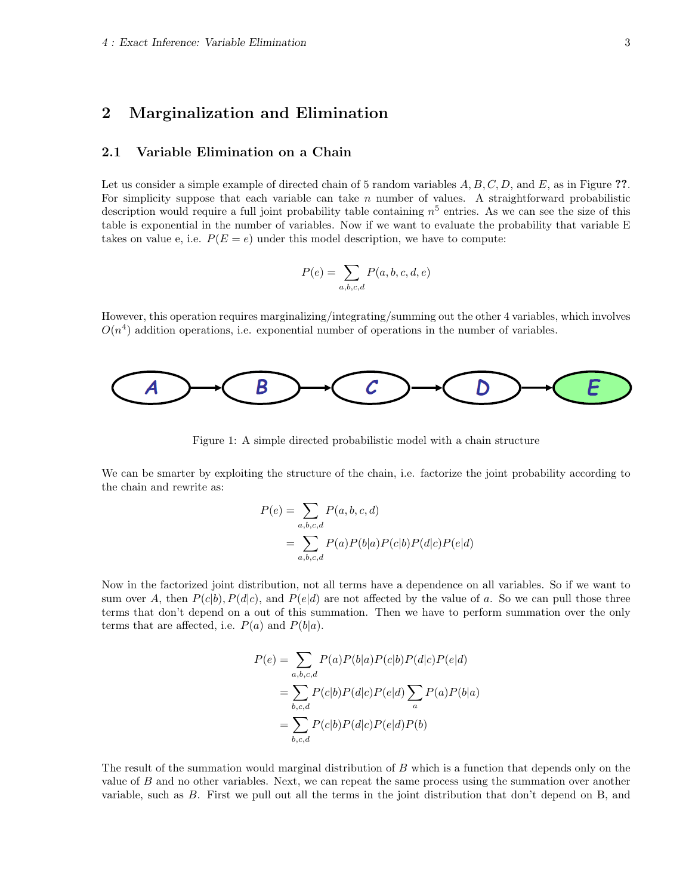## 2 Marginalization and Elimination

### 2.1 Variable Elimination on a Chain

Let us consider a simple example of directed chain of 5 random variables $A, B, C, D$, and $E$, as in Figure **??**. For simplicity suppose that each variable can take $n$ number of values. A straightforward probabilistic description would require a full joint probability table containing $n^5$ entries. As we can see the size of this table is exponential in the number of variables. Now if we want to evaluate the probability that variable E takes on value e, i.e. $P(E = e)$ under this model description, we have to compute:

$$P(e) = \sum_{a,b,c,d} P(a, b, c, d, e)$$

However, this operation requires marginalizing/integrating/summing out the other 4 variables, which involves $O(n^4)$ addition operations, i.e. exponential number of operations in the number of variables.

Figure 1: A simple directed probabilistic model with a chain structure

We can be smarter by exploiting the structure of the chain, i.e. factorize the joint probability according to the chain and rewrite as:

$$\begin{aligned} P(e) &= \sum_{a,b,c,d} P(a, b, c, d) \\ &= \sum_{a,b,c,d} P(a)P(b|a)P(c|b)P(d|c)P(e|d) \end{aligned}$$

Now in the factorized joint distribution, not all terms have a dependence on all variables. So if we want to sum over $A$, then $P(c|b), P(d|c)$, and $P(e|d)$ are not affected by the value of $a$. So we can pull those three terms that don't depend on a out of this summation. Then we have to perform summation over the only terms that are affected, i.e. $P(a)$ and $P(b|a)$.

$$\begin{aligned} P(e) &= \sum_{a,b,c,d} P(a)P(b|a)P(c|b)P(d|c)P(e|d) \\ &= \sum_{b,c,d} P(c|b)P(d|c)P(e|d) \sum_{a} P(a)P(b|a) \\ &= \sum_{b,c,d} P(c|b)P(d|c)P(e|d)P(b) \end{aligned}$$

The result of the summation would marginal distribution of $B$ which is a function that depends only on the value of $B$ and no other variables. Next, we can repeat the same process using the summation over another variable, such as $B$. First we pull out all the terms in the joint distribution that don't depend on B, and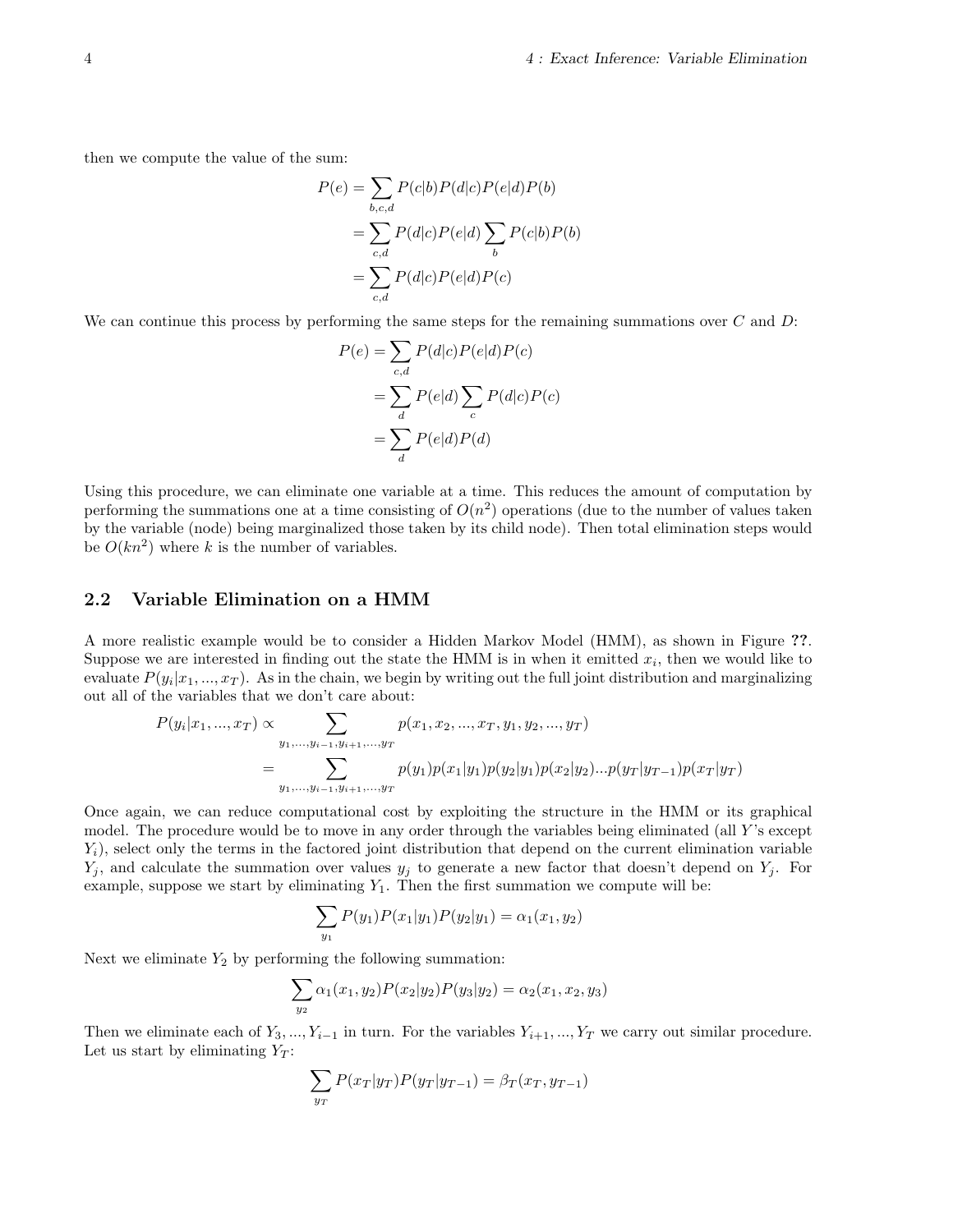then we compute the value of the sum:

$$
\begin{aligned}
P(e) &= \sum_{b,c,d} P(c|b)P(d|c)P(e|d)P(b) \\
&= \sum_{c,d} P(d|c)P(e|d) \sum_{b} P(c|b)P(b) \\
&= \sum_{c,d} P(d|c)P(e|d)P(c)
\end{aligned}
$$

We can continue this process by performing the same steps for the remaining summations over $C$ and $D$:

$$
\begin{aligned}
P(e) &= \sum_{c,d} P(d|c)P(e|d)P(c) \\
&= \sum_{d} P(e|d) \sum_{c} P(d|c)P(c) \\
&= \sum_{d} P(e|d)P(d)
\end{aligned}
$$

Using this procedure, we can eliminate one variable at a time. This reduces the amount of computation by performing the summations one at a time consisting of $O(n^2)$ operations (due to the number of values taken by the variable (node) being marginalized those taken by its child node). Then total elimination steps would be $O(kn^2)$ where $k$ is the number of variables.

## 2.2 Variable Elimination on a HMM

A more realistic example would be to consider a Hidden Markov Model (HMM), as shown in Figure **??**. Suppose we are interested in finding out the state the HMM is in when it emitted $x_i$, then we would like to evaluate $P(y_i|x_1, ..., x_T)$. As in the chain, we begin by writing out the full joint distribution and marginalizing out all of the variables that we don't care about:

$$
\begin{aligned}
P(y_i|x_1, ..., x_T) &\propto \sum_{y_1,...,y_{i-1},y_{i+1},...,y_T} p(x_1, x_2, ..., x_T, y_1, y_2, ..., y_T) \\
&= \sum_{y_1,...,y_{i-1},y_{i+1},...,y_T} p(y_1)p(x_1|y_1)p(y_2|y_1)p(x_2|y_2)...p(y_T|y_{T-1})p(x_T|y_T)
\end{aligned}
$$

Once again, we can reduce computational cost by exploiting the structure in the HMM or its graphical model. The procedure would be to move in any order through the variables being eliminated (all $Y$'s except $Y_i$), select only the terms in the factored joint distribution that depend on the current elimination variable $Y_j$, and calculate the summation over values $y_j$ to generate a new factor that doesn't depend on $Y_j$. For example, suppose we start by eliminating $Y_1$. Then the first summation we compute will be:

$$
\sum_{y_1} P(y_1)P(x_1|y_1)P(y_2|y_1) = \alpha_1(x_1, y_2)
$$

Next we eliminate $Y_2$ by performing the following summation:

$$
\sum_{y_2} \alpha_1(x_1, y_2)P(x_2|y_2)P(y_3|y_2) = \alpha_2(x_1, x_2, y_3)
$$

Then we eliminate each of $Y_3, ..., Y_{i-1}$ in turn. For the variables $Y_{i+1}, ..., Y_T$ we carry out similar procedure. Let us start by eliminating $Y_T$:

$$
\sum_{y_T} P(x_T|y_T)P(y_T|y_{T-1}) = \beta_T(x_T, y_{T-1})
$$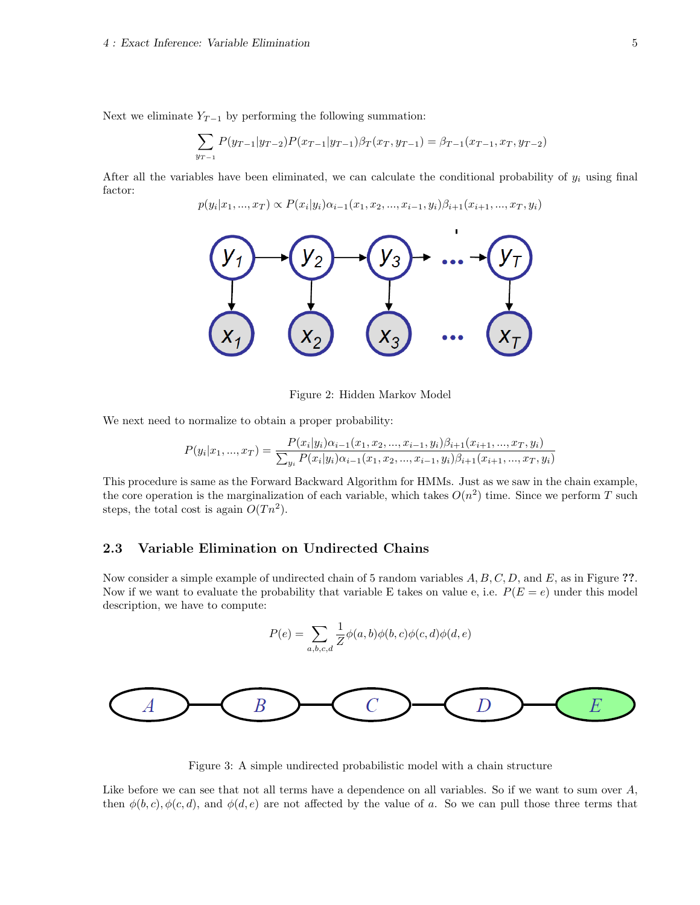Next we eliminate $Y_{T-1}$ by performing the following summation:

$$\sum_{y_{T-1}} P(y_{T-1}|y_{T-2})P(x_{T-1}|y_{T-1})\beta_T(x_T, y_{T-1}) = \beta_{T-1}(x_{T-1}, x_T, y_{T-2})$$

After all the variables have been eliminated, we can calculate the conditional probability of $y_i$ using final factor:

$$p(y_i|x_1, ..., x_T) \propto P(x_i|y_i)\alpha_{i-1}(x_1, x_2, ..., x_{i-1}, y_i)\beta_{i+1}(x_{i+1}, ..., x_T, y_i)$$

Figure 2: Hidden Markov Model

We next need to normalize to obtain a proper probability:

$$P(y_i|x_1, ..., x_T) = \frac{P(x_i|y_i)\alpha_{i-1}(x_1, x_2, ..., x_{i-1}, y_i)\beta_{i+1}(x_{i+1}, ..., x_T, y_i)}{\sum_{y_i} P(x_i|y_i)\alpha_{i-1}(x_1, x_2, ..., x_{i-1}, y_i)\beta_{i+1}(x_{i+1}, ..., x_T, y_i)}$$

This procedure is same as the Forward Backward Algorithm for HMMs. Just as we saw in the chain example, the core operation is the marginalization of each variable, which takes $O(n^2)$ time. Since we perform $T$ such steps, the total cost is again $O(Tn^2)$.

### 2.3 Variable Elimination on Undirected Chains

Now consider a simple example of undirected chain of 5 random variables $A, B, C, D,$ and $E$, as in Figure **??**. Now if we want to evaluate the probability that variable E takes on value e, i.e. $P(E = e)$ under this model description, we have to compute:

$$P(e) = \sum_{a,b,c,d} \frac{1}{Z}\phi(a, b)\phi(b, c)\phi(c, d)\phi(d, e)$$

Figure 3: A simple undirected probabilistic model with a chain structure

Like before we can see that not all terms have a dependence on all variables. So if we want to sum over $A$, then $\phi(b, c), \phi(c, d),$ and $\phi(d, e)$ are not affected by the value of $a$. So we can pull those three terms that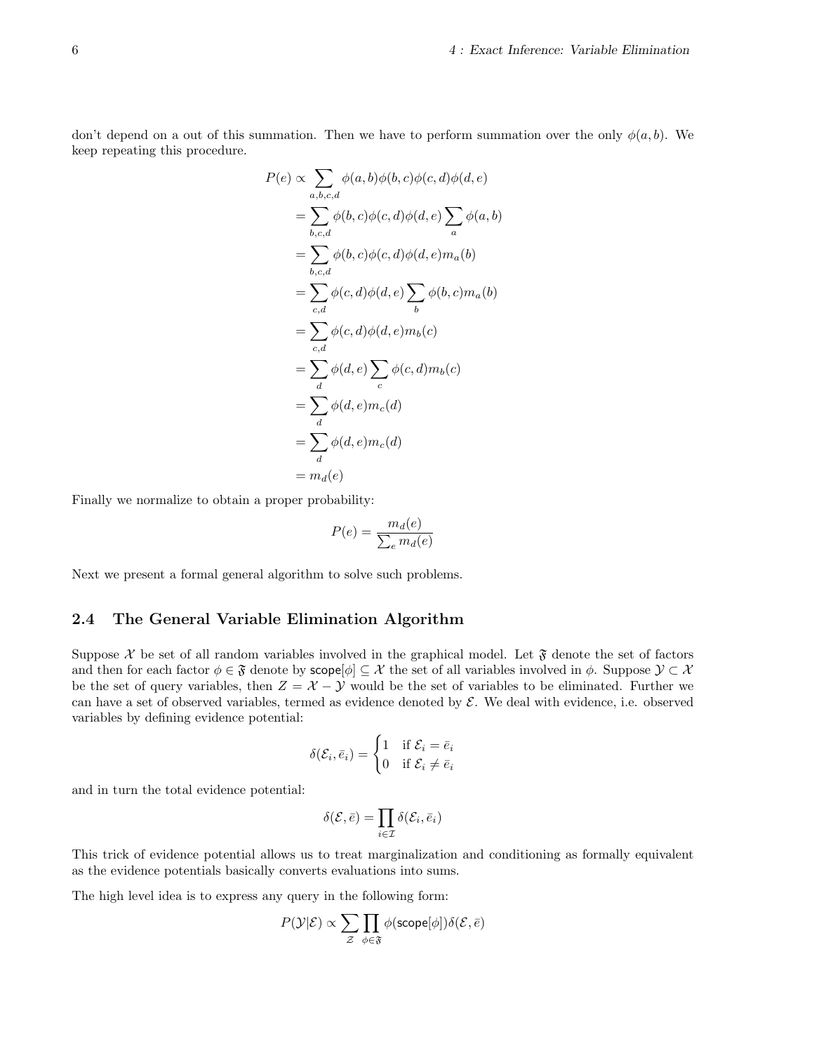don't depend on a out of this summation. Then we have to perform summation over the only $\phi(a,b)$. We keep repeating this procedure.

$$
\begin{aligned}
P(e) &\propto \sum_{a,b,c,d} \phi(a,b)\phi(b,c)\phi(c,d)\phi(d,e) \\
&= \sum_{b,c,d} \phi(b,c)\phi(c,d)\phi(d,e) \sum_{a} \phi(a,b) \\
&= \sum_{b,c,d} \phi(b,c)\phi(c,d)\phi(d,e) m_a(b) \\
&= \sum_{c,d} \phi(c,d)\phi(d,e) \sum_{b} \phi(b,c) m_a(b) \\
&= \sum_{c,d} \phi(c,d)\phi(d,e) m_b(c) \\
&= \sum_{d} \phi(d,e) \sum_{c} \phi(c,d) m_b(c) \\
&= \sum_{d} \phi(d,e) m_c(d) \\
&= \sum_{d} \phi(d,e) m_c(d) \\
&= m_d(e)
\end{aligned}
$$

Finally we normalize to obtain a proper probability:

$$
P(e) = \frac{m_d(e)}{\sum_e m_d(e)}
$$

Next we present a formal general algorithm to solve such problems.

## 2.4 The General Variable Elimination Algorithm

Suppose $\mathcal{X}$ be set of all random variables involved in the graphical model. Let $\mathfrak{F}$ denote the set of factors and then for each factor $\phi \in \mathfrak{F}$ denote by $\mathsf{scope}[\phi] \subseteq \mathcal{X}$ the set of all variables involved in $\phi$. Suppose $\mathcal{Y} \subset \mathcal{X}$ be the set of query variables, then $Z = \mathcal{X} - \mathcal{Y}$ would be the set of variables to be eliminated. Further we can have a set of observed variables, termed as evidence denoted by $\mathcal{E}$. We deal with evidence, i.e. observed variables by defining evidence potential:

$$
\delta(\mathcal{E}_i, \bar{e}_i) = \begin{cases} 1 & \text{if } \mathcal{E}_i = \bar{e}_i \\ 0 & \text{if } \mathcal{E}_i \neq \bar{e}_i \end{cases}
$$

and in turn the total evidence potential:

$$
\delta(\mathcal{E}, \bar{e}) = \prod_{i \in \mathcal{I}} \delta(\mathcal{E}_i, \bar{e}_i)
$$

This trick of evidence potential allows us to treat marginalization and conditioning as formally equivalent as the evidence potentials basically converts evaluations into sums.

The high level idea is to express any query in the following form:

$$
P(\mathcal{Y}|\mathcal{E}) \propto \sum_{\mathcal{Z}} \prod_{\phi \in \mathfrak{F}} \phi(\mathsf{scope}[\phi]) \delta(\mathcal{E}, \bar{e})
$$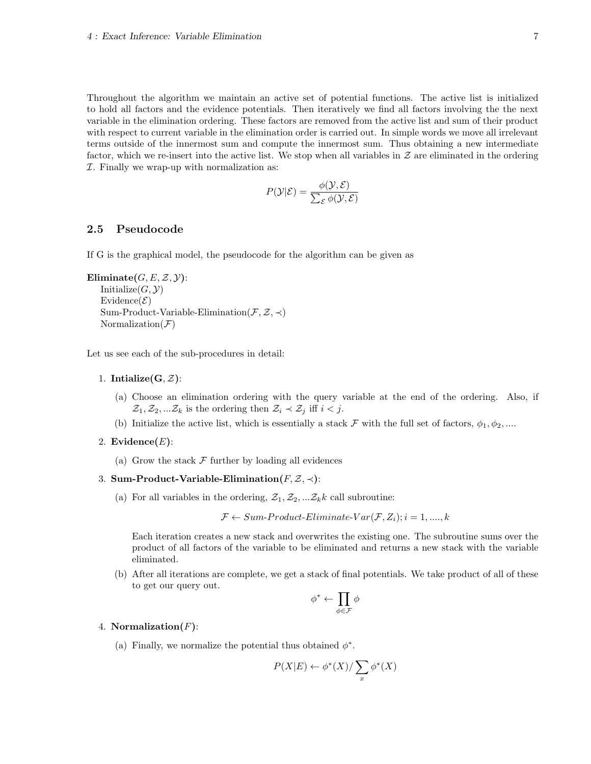Throughout the algorithm we maintain an active set of potential functions. The active list is initialized to hold all factors and the evidence potentials. Then iteratively we find all factors involving the the next variable in the elimination ordering. These factors are removed from the active list and sum of their product with respect to current variable in the elimination order is carried out. In simple words we move all irrelevant terms outside of the innermost sum and compute the innermost sum. Thus obtaining a new intermediate factor, which we re-insert into the active list. We stop when all variables in $\mathcal{Z}$ are eliminated in the ordering $\mathcal{I}$. Finally we wrap-up with normalization as:

$$P(\mathcal{Y}|\mathcal{E}) = \frac{\phi(\mathcal{Y}, \mathcal{E})}{\sum_{\mathcal{E}} \phi(\mathcal{Y}, \mathcal{E})}$$

## 2.5 Pseudocode

If G is the graphical model, the pseudocode for the algorithm can be given as

**Eliminate**($G, E, \mathcal{Z}, \mathcal{Y}$):
 Initialize($G, \mathcal{Y}$)
 Evidence($\mathcal{E}$)
 Sum-Product-Variable-Elimination($\mathcal{F}, \mathcal{Z}, \prec$)
 Normalization($\mathcal{F}$)

Let us see each of the sub-procedures in detail:

1. **Intialize(G,** $\mathcal{Z}$**)**:
   (a) Choose an elimination ordering with the query variable at the end of the ordering. Also, if $\mathcal{Z}_1, \mathcal{Z}_2, ...\mathcal{Z}_k$ is the ordering then $\mathcal{Z}_i \prec \mathcal{Z}_j$ iff $i < j$.
   (b) Initialize the active list, which is essentially a stack $\mathcal{F}$ with the full set of factors, $\phi_1, \phi_2, ....$
2. **Evidence(**$E$**)**:
   (a) Grow the stack $\mathcal{F}$ further by loading all evidences
3. **Sum-Product-Variable-Elimination(**$F, \mathcal{Z}, \prec$**)**:
   (a) For all variables in the ordering, $\mathcal{Z}_1, \mathcal{Z}_2, ...\mathcal{Z}_k k$ call subroutine:

   $$\mathcal{F} \leftarrow \textit{Sum-Product-Eliminate-Var}(\mathcal{F}, Z_i); i = 1, ...., k$$

   Each iteration creates a new stack and overwrites the existing one. The subroutine sums over the product of all factors of the variable to be eliminated and returns a new stack with the variable eliminated.
   (b) After all iterations are complete, we get a stack of final potentials. We take product of all of these to get our query out.

   $$\phi^* \leftarrow \prod_{\phi \in \mathcal{F}} \phi$$

4. **Normalization(**$F$**)**:
   (a) Finally, we normalize the potential thus obtained $\phi^*$.

   $$P(X|E) \leftarrow \phi^*(X) / \sum_x \phi^*(X)$$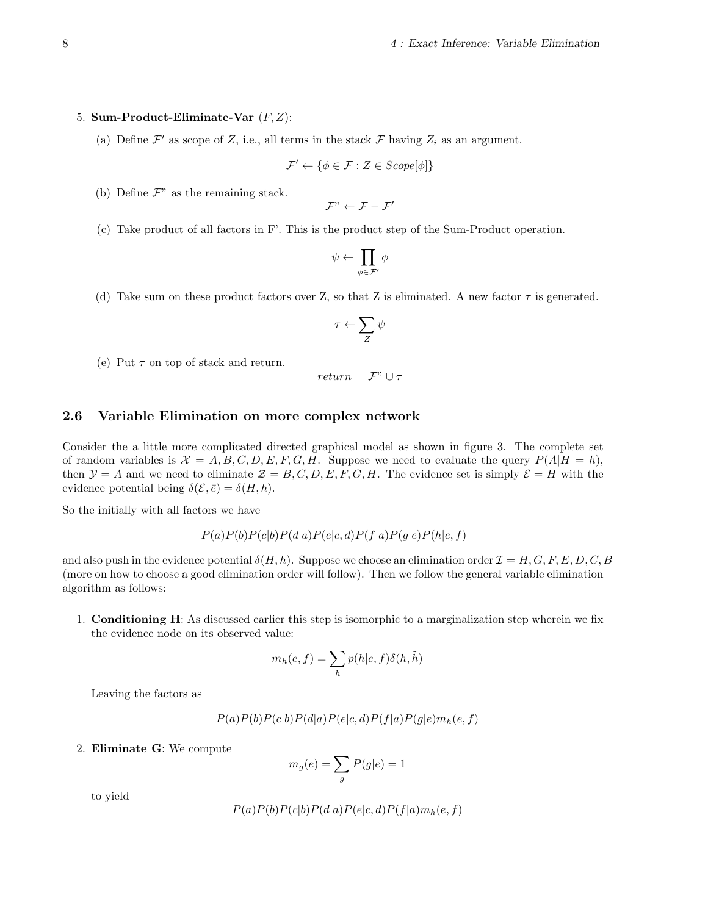5. **Sum-Product-Eliminate-Var** $(F, Z)$:

   (a) Define $\mathcal{F}'$ as scope of $Z$, i.e., all terms in the stack $\mathcal{F}$ having $Z_i$ as an argument.

   $$\mathcal{F}' \leftarrow \{\phi \in \mathcal{F} : Z \in Scope[\phi]\}$$

   (b) Define $\mathcal{F}$" as the remaining stack.

   $$\mathcal{F}\text{"} \leftarrow \mathcal{F} - \mathcal{F}'$$

   (c) Take product of all factors in F'. This is the product step of the Sum-Product operation.

   $$\psi \leftarrow \prod_{\phi \in \mathcal{F}'} \phi$$

   (d) Take sum on these product factors over Z, so that Z is eliminated. A new factor $\tau$ is generated.

   $$\tau \leftarrow \sum_{Z} \psi$$

   (e) Put $\tau$ on top of stack and return.

   $$return \quad \mathcal{F}\text{"} \cup \tau$$

## 2.6 Variable Elimination on more complex network

Consider the a little more complicated directed graphical model as shown in figure 3. The complete set of random variables is $\mathcal{X} = A, B, C, D, E, F, G, H$. Suppose we need to evaluate the query $P(A|H = h)$, then $\mathcal{Y} = A$ and we need to eliminate $\mathcal{Z} = B, C, D, E, F, G, H$. The evidence set is simply $\mathcal{E} = H$ with the evidence potential being $\delta(\mathcal{E}, \bar{e}) = \delta(H, h)$.

So the initially with all factors we have

$$P(a)P(b)P(c|b)P(d|a)P(e|c,d)P(f|a)P(g|e)P(h|e,f)$$

and also push in the evidence potential $\delta(H, h)$. Suppose we choose an elimination order $\mathcal{I} = H, G, F, E, D, C, B$ (more on how to choose a good elimination order will follow). Then we follow the general variable elimination algorithm as follows:

1. **Conditioning H**: As discussed earlier this step is isomorphic to a marginalization step wherein we fix the evidence node on its observed value:

   $$m_h(e, f) = \sum_h p(h|e, f)\delta(h, \tilde{h})$$

   Leaving the factors as

   $$P(a)P(b)P(c|b)P(d|a)P(e|c,d)P(f|a)P(g|e)m_h(e,f)$$

2. **Eliminate G**: We compute

   $$m_g(e) = \sum_g P(g|e) = 1$$

   to yield

   $$P(a)P(b)P(c|b)P(d|a)P(e|c,d)P(f|a)m_h(e,f)$$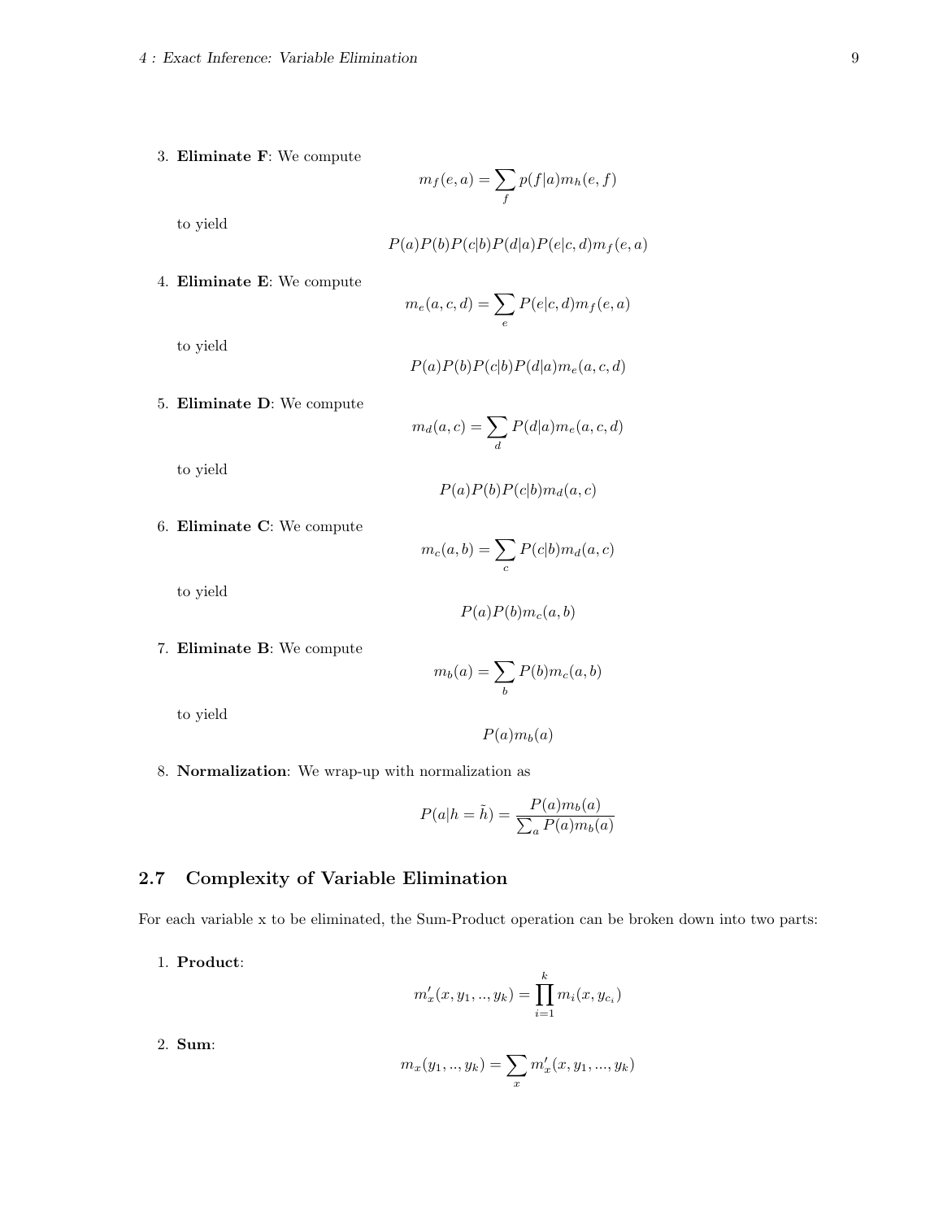3. **Eliminate F**: We compute

$$m_f(e, a) = \sum_f p(f|a) m_h(e, f)$$

to yield

$$P(a)P(b)P(c|b)P(d|a)P(e|c, d)m_f(e, a)$$

4. **Eliminate E**: We compute

$$m_e(a, c, d) = \sum_e P(e|c, d) m_f(e, a)$$

to yield

$$P(a)P(b)P(c|b)P(d|a)m_e(a, c, d)$$

5. **Eliminate D**: We compute

$$m_d(a, c) = \sum_d P(d|a) m_e(a, c, d)$$

to yield

$$P(a)P(b)P(c|b)m_d(a, c)$$

6. **Eliminate C**: We compute

$$m_c(a, b) = \sum_c P(c|b) m_d(a, c)$$

to yield

$$P(a)P(b)m_c(a, b)$$

7. **Eliminate B**: We compute

$$m_b(a) = \sum_b P(b) m_c(a, b)$$

to yield

$$P(a)m_b(a)$$

8. **Normalization**: We wrap-up with normalization as

$$P(a|h = \tilde{h}) = \frac{P(a)m_b(a)}{\sum_a P(a)m_b(a)}$$

## 2.7 Complexity of Variable Elimination

For each variable x to be eliminated, the Sum-Product operation can be broken down into two parts:

1. **Product**:

$$m'_x(x, y_1, .., y_k) = \prod_{i=1}^{k} m_i(x, y_{c_i})$$

2. **Sum**:

$$m_x(y_1, .., y_k) = \sum_x m'_x(x, y_1, ..., y_k)$$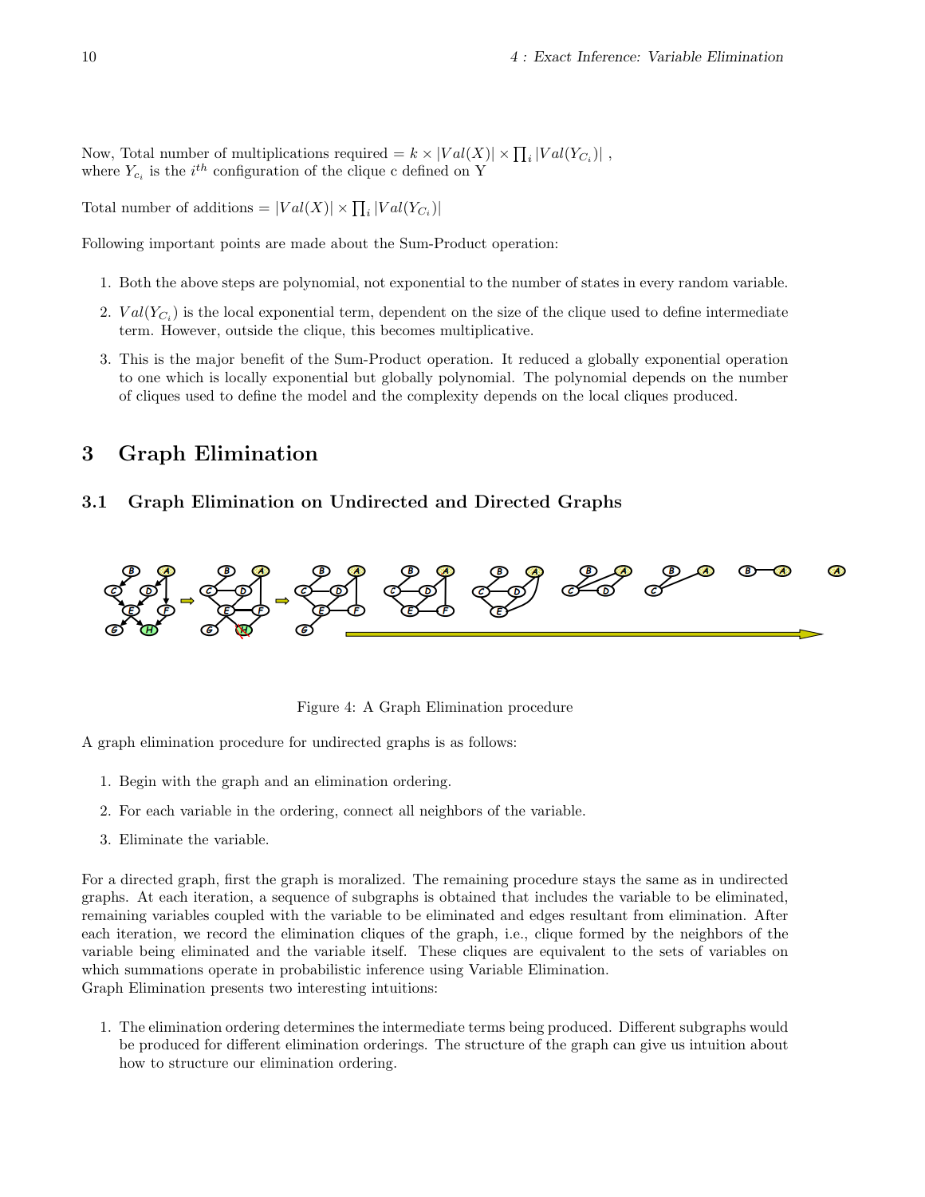Now, Total number of multiplications required = $k \times |Val(X)| \times \prod_i |Val(Y_{C_i})|$ ,
where $Y_{c_i}$ is the $i^{th}$ configuration of the clique c defined on Y

Total number of additions = $|Val(X)| \times \prod_i |Val(Y_{C_i})|$

Following important points are made about the Sum-Product operation:

1. Both the above steps are polynomial, not exponential to the number of states in every random variable.
2. $Val(Y_{C_i})$ is the local exponential term, dependent on the size of the clique used to define intermediate term. However, outside the clique, this becomes multiplicative.
3. This is the major benefit of the Sum-Product operation. It reduced a globally exponential operation to one which is locally exponential but globally polynomial. The polynomial depends on the number of cliques used to define the model and the complexity depends on the local cliques produced.

# 3 Graph Elimination

## 3.1 Graph Elimination on Undirected and Directed Graphs

Figure 4: A Graph Elimination procedure

A graph elimination procedure for undirected graphs is as follows:

1. Begin with the graph and an elimination ordering.
2. For each variable in the ordering, connect all neighbors of the variable.
3. Eliminate the variable.

For a directed graph, first the graph is moralized. The remaining procedure stays the same as in undirected graphs. At each iteration, a sequence of subgraphs is obtained that includes the variable to be eliminated, remaining variables coupled with the variable to be eliminated and edges resultant from elimination. After each iteration, we record the elimination cliques of the graph, i.e., clique formed by the neighbors of the variable being eliminated and the variable itself. These cliques are equivalent to the sets of variables on which summations operate in probabilistic inference using Variable Elimination.
Graph Elimination presents two interesting intuitions:

1. The elimination ordering determines the intermediate terms being produced. Different subgraphs would be produced for different elimination orderings. The structure of the graph can give us intuition about how to structure our elimination ordering.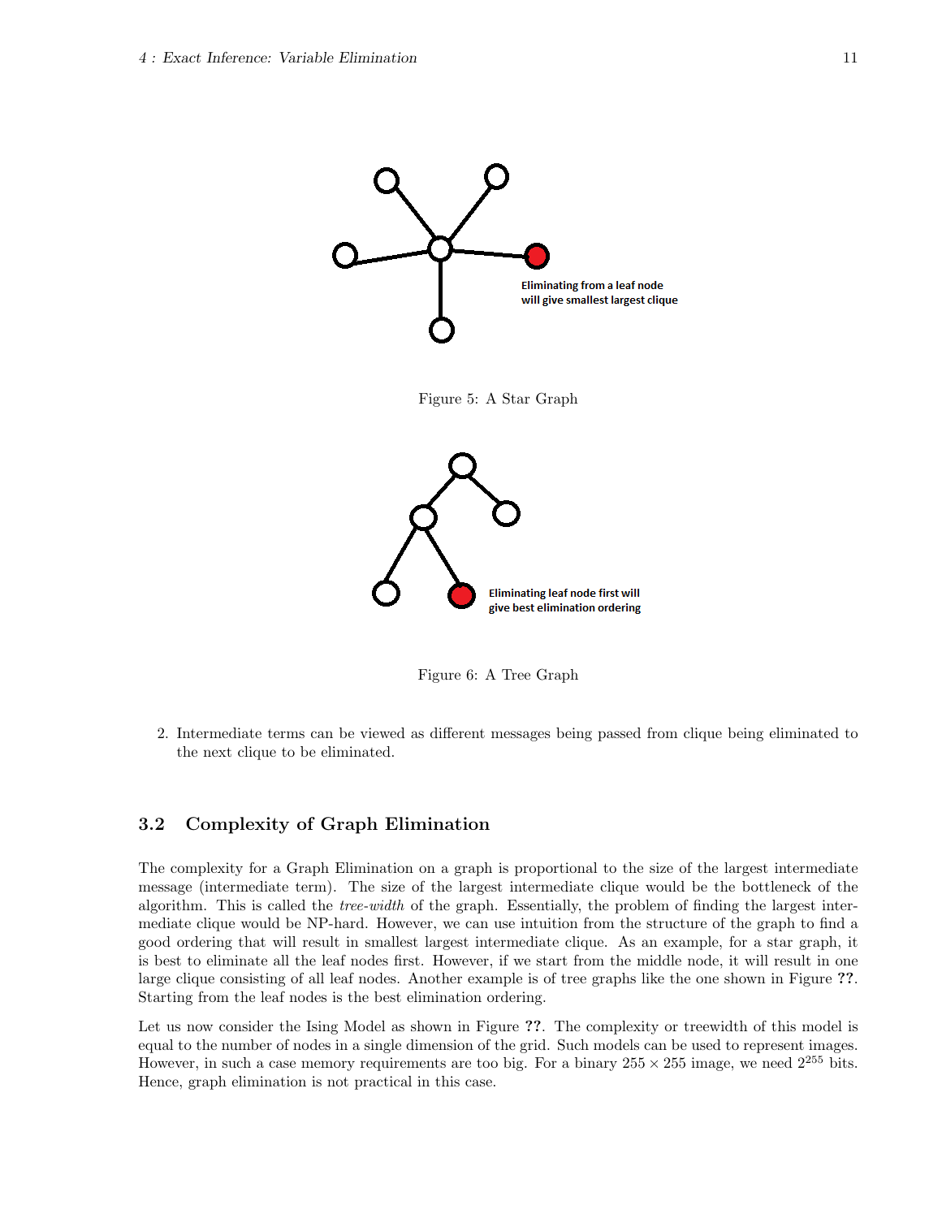Eliminating from a leaf node
will give smallest largest clique

Figure 5: A Star Graph

Eliminating leaf node first will
give best elimination ordering

Figure 6: A Tree Graph

2. Intermediate terms can be viewed as different messages being passed from clique being eliminated to the next clique to be eliminated.

### 3.2 Complexity of Graph Elimination

The complexity for a Graph Elimination on a graph is proportional to the size of the largest intermediate message (intermediate term). The size of the largest intermediate clique would be the bottleneck of the algorithm. This is called the *tree-width* of the graph. Essentially, the problem of finding the largest intermediate clique would be NP-hard. However, we can use intuition from the structure of the graph to find a good ordering that will result in smallest largest intermediate clique. As an example, for a star graph, it is best to eliminate all the leaf nodes first. However, if we start from the middle node, it will result in one large clique consisting of all leaf nodes. Another example is of tree graphs like the one shown in Figure **??**. Starting from the leaf nodes is the best elimination ordering.

Let us now consider the Ising Model as shown in Figure **??**. The complexity or treewidth of this model is equal to the number of nodes in a single dimension of the grid. Such models can be used to represent images. However, in such a case memory requirements are too big. For a binary $255 \times 255$ image, we need $2^{255}$ bits. Hence, graph elimination is not practical in this case.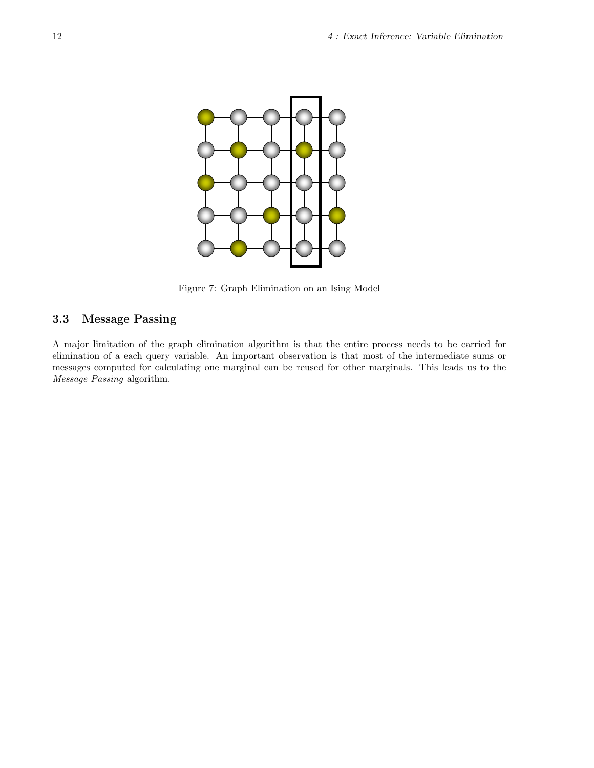Figure 7: Graph Elimination on an Ising Model

### 3.3 Message Passing

A major limitation of the graph elimination algorithm is that the entire process needs to be carried for elimination of a each query variable. An important observation is that most of the intermediate sums or messages computed for calculating one marginal can be reused for other marginals. This leads us to the *Message Passing* algorithm.